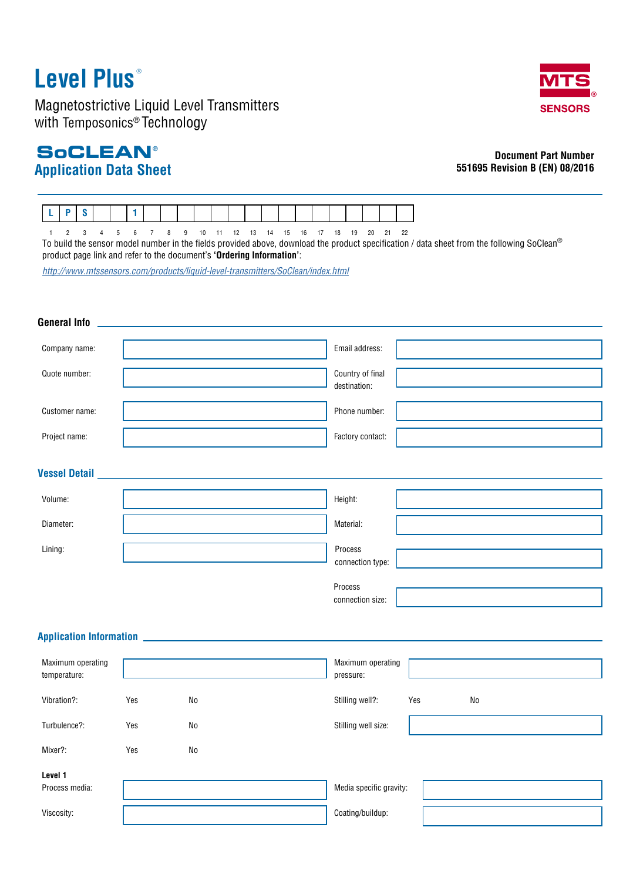# Level Plus®

Magnetostrictive Liquid Level Transmitters with Temposonics® Technology

MTS SENSORS

## SoCLEAN®
## Application Data Sheet

**Document Part Number**
**551695 Revision B (EN) 08/2016**

| L | P | S | | | 1 | | | | | | | | | | | | | | | | |
|---|---|---|---|---|---|---|---|---|---|---|---|---|---|---|---|---|---|---|---|---|---|
| 1 | 2 | 3 | 4 | 5 | 6 | 7 | 8 | 9 | 10 | 11 | 12 | 13 | 14 | 15 | 16 | 17 | 18 | 19 | 20 | 21 | 22 |

To build the sensor model number in the fields provided above, download the product specification / data sheet from the following SoClean® product page link and refer to the document's **'Ordering Information'**:

*http://www.mtssensors.com/products/liquid-level-transmitters/SoClean/index.html*

### General Info

| | | | |
|---|---|---|---|
| Company name: | | Email address: | |
| Quote number: | | Country of final destination: | |
| Customer name: | | Phone number: | |
| Project name: | | Factory contact: | |

### Vessel Detail

| | | | |
|---|---|---|---|
| Volume: | | Height: | |
| Diameter: | | Material: | |
| Lining: | | Process connection type: | |
| | | Process connection size: | |

### Application Information

| | | | | | |
|---|---|---|---|---|---|
| Maximum operating temperature: | | | Maximum operating pressure: | | |
| Vibration?: | Yes | No | Stilling well?: | Yes | No |
| Turbulence?: | Yes | No | Stilling well size: | | |
| Mixer?: | Yes | No | | | |

**Level 1**

| | | | |
|---|---|---|---|
| Process media: | | Media specific gravity: | |
| Viscosity: | | Coating/buildup: | |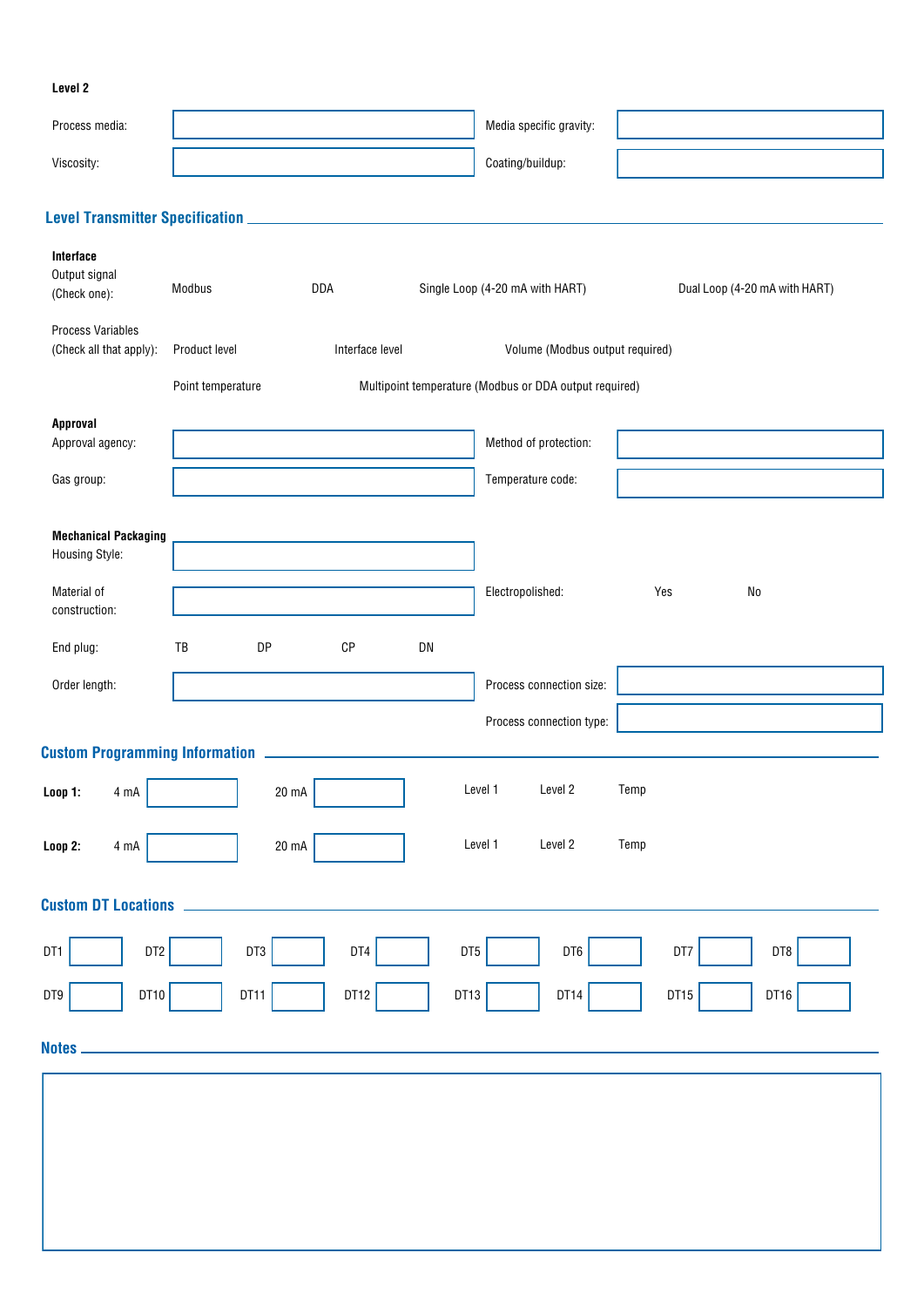**Level 2**

Process media: ______ Media specific gravity: ______

Viscosity: ______ Coating/buildup: ______

## Level Transmitter Specification

**Interface**

Output signal (Check one): Modbus DDA Single Loop (4-20 mA with HART) Dual Loop (4-20 mA with HART)

Process Variables (Check all that apply): Product level Interface level Volume (Modbus output required)

Point temperature Multipoint temperature (Modbus or DDA output required)

**Approval**

Approval agency: ______ Method of protection: ______

Gas group: ______ Temperature code: ______

**Mechanical Packaging**

Housing Style: ______

Material of construction: ______ Electropolished: Yes No

End plug: TB DP CP DN

Order length: ______ Process connection size: ______

Process connection type: ______

## Custom Programming Information

**Loop 1:** 4 mA ______ 20 mA ______ Level 1 Level 2 Temp

**Loop 2:** 4 mA ______ 20 mA ______ Level 1 Level 2 Temp

## Custom DT Locations

| DT1 | DT2 | DT3 | DT4 | DT5 | DT6 | DT7 | DT8 |
|---|---|---|---|---|---|---|---|
| | | | | | | | |

| DT9 | DT10 | DT11 | DT12 | DT13 | DT14 | DT15 | DT16 |
|---|---|---|---|---|---|---|---|
| | | | | | | | |

## Notes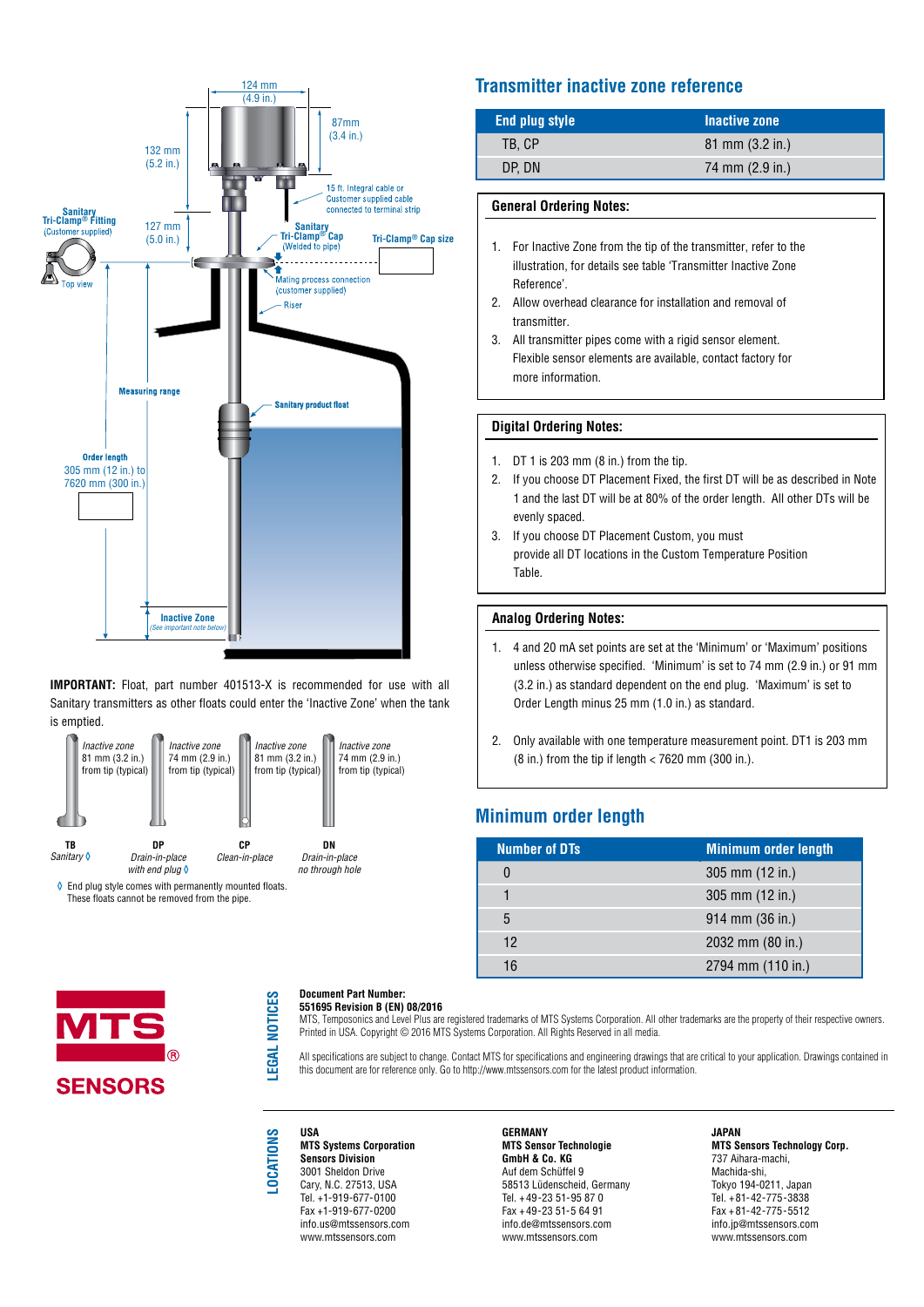124 mm
(4.9 in.)

87mm
(3.4 in.)

132 mm
(5.2 in.)

15 ft. Integral cable or Customer supplied cable connected to terminal strip

Sanitary Tri-Clamp® Fitting
(Customer supplied)

Top view

127 mm
(5.0 in.)

Sanitary Tri-Clamp® Cap
(Welded to pipe)

Tri-Clamp® Cap size

Mating process connection
(customer supplied)

Riser

Measuring range

Sanitary product float

Order length
305 mm (12 in.) to 7620 mm (300 in.)

Inactive Zone
(See important note below)

**IMPORTANT:** Float, part number 401513-X is recommended for use with all Sanitary transmitters as other floats could enter the 'Inactive Zone' when the tank is emptied.

*Inactive zone* 81 mm (3.2 in.) from tip (typical)

*Inactive zone* 74 mm (2.9 in.) from tip (typical)

*Inactive zone* 81 mm (3.2 in.) from tip (typical)

*Inactive zone* 74 mm (2.9 in.) from tip (typical)

**TB** *Sanitary ◊*

**DP** *Drain-in-place with end plug ◊*

**CP** *Clean-in-place*

**DN** *Drain-in-place no through hole*

◊ End plug style comes with permanently mounted floats. These floats cannot be removed from the pipe.

## Transmitter inactive zone reference

| End plug style | Inactive zone |
|---|---|
| TB, CP | 81 mm (3.2 in.) |
| DP, DN | 74 mm (2.9 in.) |

### General Ordering Notes:

1. For Inactive Zone from the tip of the transmitter, refer to the illustration, for details see table 'Transmitter Inactive Zone Reference'.
2. Allow overhead clearance for installation and removal of transmitter.
3. All transmitter pipes come with a rigid sensor element. Flexible sensor elements are available, contact factory for more information.

### Digital Ordering Notes:

1. DT 1 is 203 mm (8 in.) from the tip.
2. If you choose DT Placement Fixed, the first DT will be as described in Note 1 and the last DT will be at 80% of the order length. All other DTs will be evenly spaced.
3. If you choose DT Placement Custom, you must provide all DT locations in the Custom Temperature Position Table.

### Analog Ordering Notes:

1. 4 and 20 mA set points are set at the 'Minimum' or 'Maximum' positions unless otherwise specified. 'Minimum' is set to 74 mm (2.9 in.) or 91 mm (3.2 in.) as standard dependent on the end plug. 'Maximum' is set to Order Length minus 25 mm (1.0 in.) as standard.
2. Only available with one temperature measurement point. DT1 is 203 mm (8 in.) from the tip if length < 7620 mm (300 in.).

## Minimum order length

| Number of DTs | Minimum order length |
|---|---|
| 0 | 305 mm (12 in.) |
| 1 | 305 mm (12 in.) |
| 5 | 914 mm (36 in.) |
| 12 | 2032 mm (80 in.) |
| 16 | 2794 mm (110 in.) |

MTS® SENSORS

**LEGAL NOTICES**

**Document Part Number:**
**551695 Revision B (EN) 08/2016**
MTS, Temposonics and Level Plus are registered trademarks of MTS Systems Corporation. All other trademarks are the property of their respective owners. Printed in USA. Copyright © 2016 MTS Systems Corporation. All Rights Reserved in all media.

All specifications are subject to change. Contact MTS for specifications and engineering drawings that are critical to your application. Drawings contained in this document are for reference only. Go to http://www.mtssensors.com for the latest product information.

**LOCATIONS**

**USA**
**MTS Systems Corporation**
**Sensors Division**
3001 Sheldon Drive
Cary, N.C. 27513, USA
Tel. +1-919-677-0100
Fax +1-919-677-0200
info.us@mtssensors.com
www.mtssensors.com

**GERMANY**
**MTS Sensor Technologie**
**GmbH & Co. KG**
Auf dem Schüffel 9
58513 Lüdenscheid, Germany
Tel. +49-23 51-95 87 0
Fax +49-23 51-5 64 91
info.de@mtssensors.com
www.mtssensors.com

**JAPAN**
**MTS Sensors Technology Corp.**
737 Aihara-machi,
Machida-shi,
Tokyo 194-0211, Japan
Tel. +81-42-775-3838
Fax +81-42-775-5512
info.jp@mtssensors.com
www.mtssensors.com